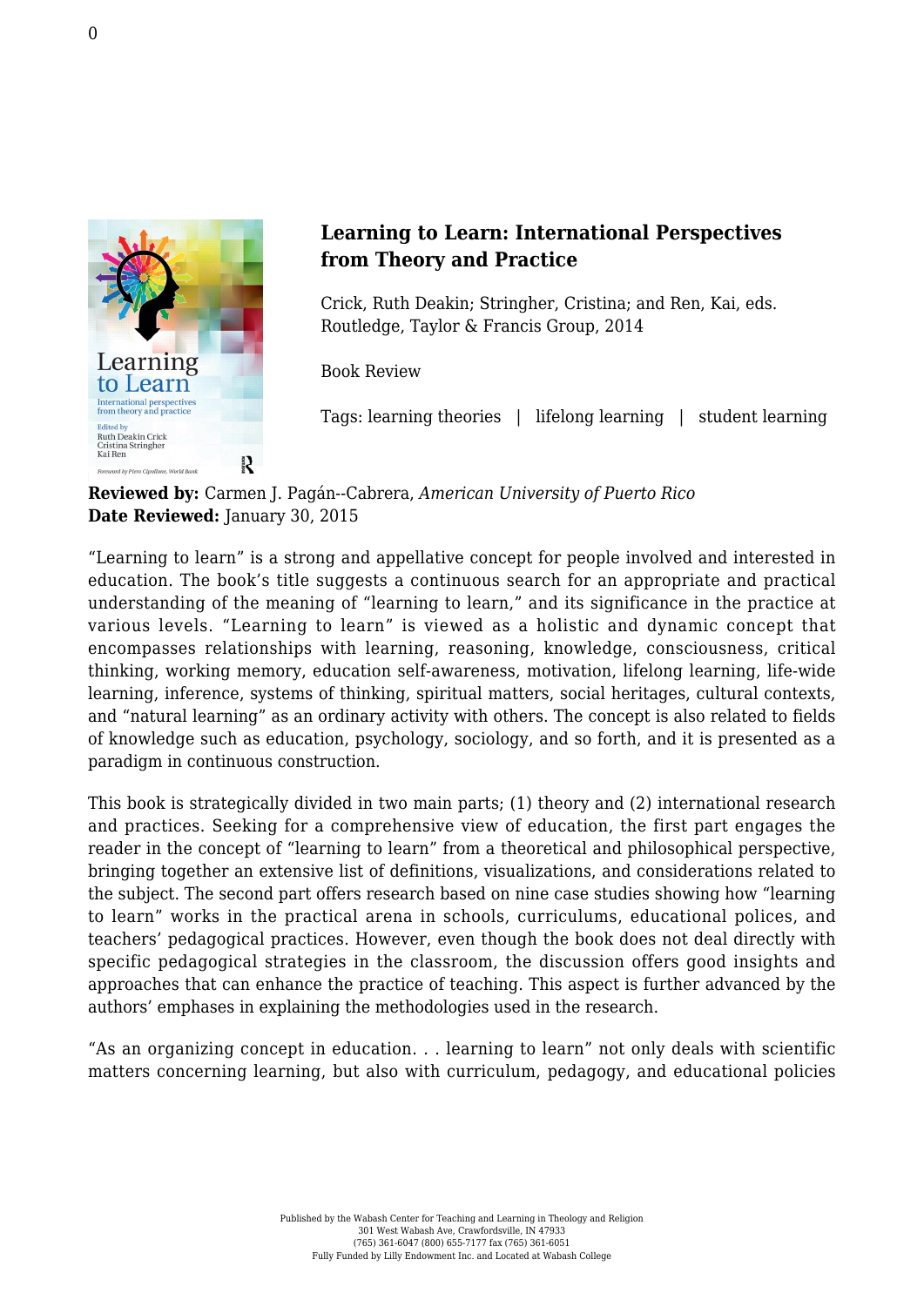**Learning to Learn: International Perspectives from Theory and Practice**

Crick, Ruth Deakin; Stringher, Cristina; and Ren, Kai, eds.
Routledge, Taylor & Francis Group, 2014

Book Review

Tags: learning theories | lifelong learning | student learning

**Reviewed by:** Carmen J. Pagán--Cabrera, *American University of Puerto Rico*
**Date Reviewed:** January 30, 2015

"Learning to learn" is a strong and appellative concept for people involved and interested in education. The book's title suggests a continuous search for an appropriate and practical understanding of the meaning of "learning to learn," and its significance in the practice at various levels. "Learning to learn" is viewed as a holistic and dynamic concept that encompasses relationships with learning, reasoning, knowledge, consciousness, critical thinking, working memory, education self-awareness, motivation, lifelong learning, life-wide learning, inference, systems of thinking, spiritual matters, social heritages, cultural contexts, and "natural learning" as an ordinary activity with others. The concept is also related to fields of knowledge such as education, psychology, sociology, and so forth, and it is presented as a paradigm in continuous construction.

This book is strategically divided in two main parts; (1) theory and (2) international research and practices. Seeking for a comprehensive view of education, the first part engages the reader in the concept of "learning to learn" from a theoretical and philosophical perspective, bringing together an extensive list of definitions, visualizations, and considerations related to the subject. The second part offers research based on nine case studies showing how "learning to learn" works in the practical arena in schools, curriculums, educational polices, and teachers' pedagogical practices. However, even though the book does not deal directly with specific pedagogical strategies in the classroom, the discussion offers good insights and approaches that can enhance the practice of teaching. This aspect is further advanced by the authors' emphases in explaining the methodologies used in the research.

"As an organizing concept in education. . . learning to learn" not only deals with scientific matters concerning learning, but also with curriculum, pedagogy, and educational policies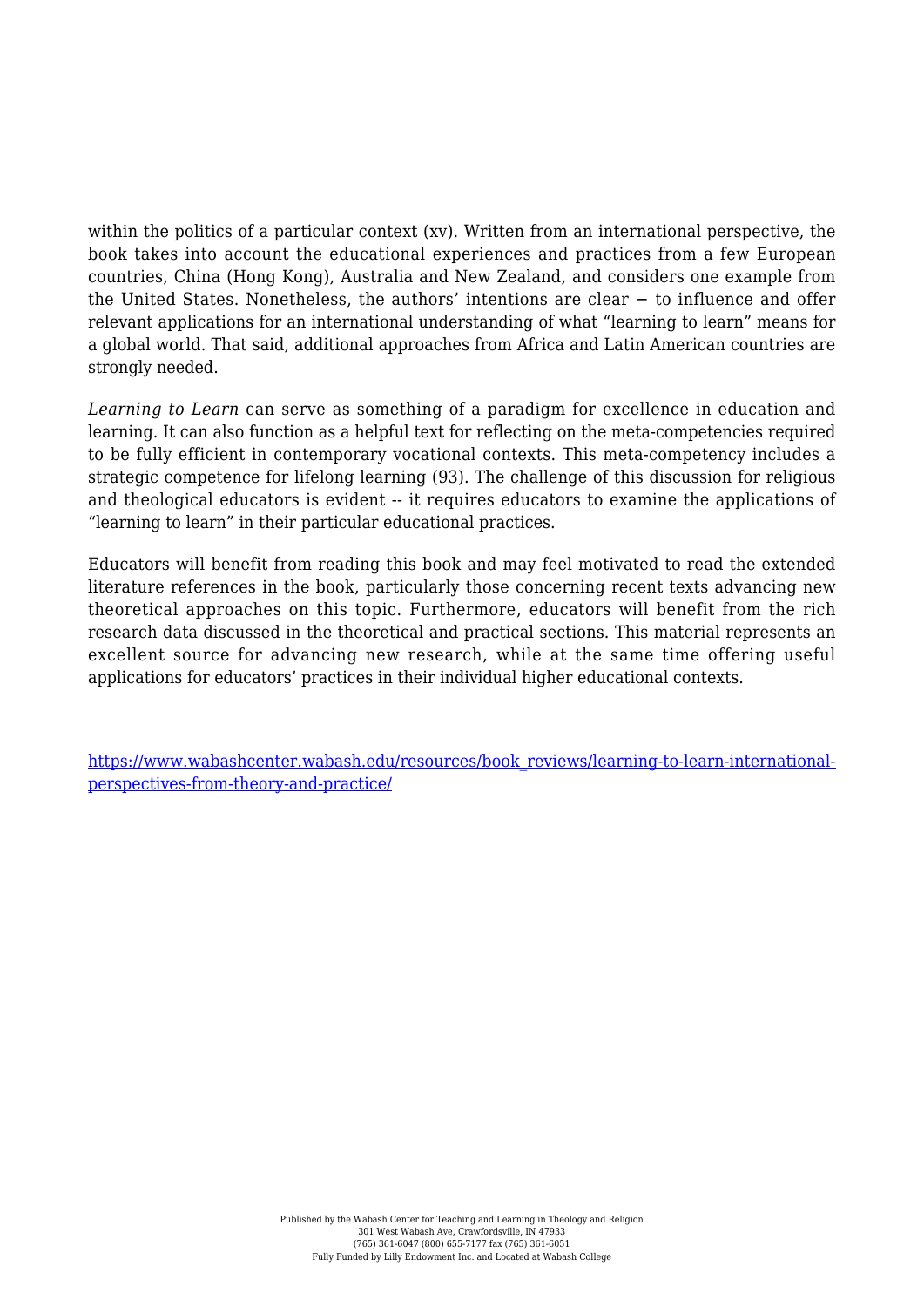within the politics of a particular context (xv). Written from an international perspective, the book takes into account the educational experiences and practices from a few European countries, China (Hong Kong), Australia and New Zealand, and considers one example from the United States. Nonetheless, the authors' intentions are clear − to influence and offer relevant applications for an international understanding of what "learning to learn" means for a global world. That said, additional approaches from Africa and Latin American countries are strongly needed.

*Learning to Learn* can serve as something of a paradigm for excellence in education and learning. It can also function as a helpful text for reflecting on the meta-competencies required to be fully efficient in contemporary vocational contexts. This meta-competency includes a strategic competence for lifelong learning (93). The challenge of this discussion for religious and theological educators is evident -- it requires educators to examine the applications of "learning to learn" in their particular educational practices.

Educators will benefit from reading this book and may feel motivated to read the extended literature references in the book, particularly those concerning recent texts advancing new theoretical approaches on this topic. Furthermore, educators will benefit from the rich research data discussed in the theoretical and practical sections. This material represents an excellent source for advancing new research, while at the same time offering useful applications for educators' practices in their individual higher educational contexts.

[https://www.wabashcenter.wabash.edu/resources/book_reviews/learning-to-learn-international-perspectives-from-theory-and-practice/](https://www.wabashcenter.wabash.edu/resources/book_reviews/learning-to-learn-international-perspectives-from-theory-and-practice/)